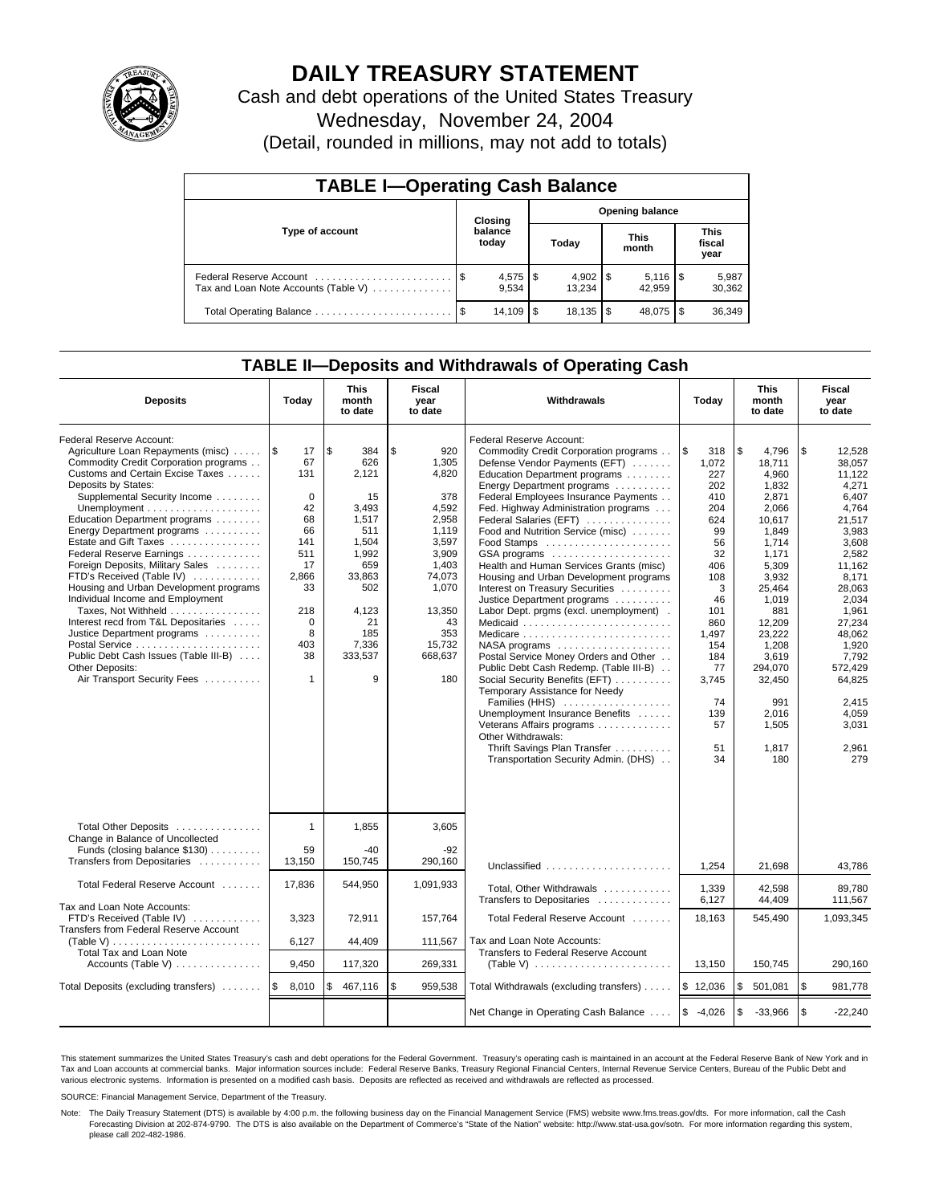# DAILY TREASURY STATEMENT

Cash and debt operations of the United States Treasury

Wednesday, November 24, 2004

(Detail, rounded in millions, may not add to totals)

## TABLE I—Operating Cash Balance

| Type of account | Closing balance today | Opening balance Today | Opening balance This month | Opening balance This fiscal year |
|---|---|---|---|---|
| Federal Reserve Account | $ 4,575 | $ 4,902 | $ 5,116 | $ 5,987 |
| Tax and Loan Note Accounts (Table V) | 9,534 | 13,234 | 42,959 | 30,362 |
| Total Operating Balance | $ 14,109 | $ 18,135 | $ 48,075 | $ 36,349 |

## TABLE II—Deposits and Withdrawals of Operating Cash

| Deposits | Today | This month to date | Fiscal year to date | Withdrawals | Today | This month to date | Fiscal year to date |
|---|---|---|---|---|---|---|---|
| Federal Reserve Account: | | | | Federal Reserve Account: | | | |
| Agriculture Loan Repayments (misc) | $ 17 | $ 384 | $ 920 | Commodity Credit Corporation programs | $ 318 | $ 4,796 | $ 12,528 |
| Commodity Credit Corporation programs | 67 | 626 | 1,305 | Defense Vendor Payments (EFT) | 1,072 | 18,711 | 38,057 |
| Customs and Certain Excise Taxes | 131 | 2,121 | 4,820 | Education Department programs | 227 | 4,960 | 11,122 |
| Deposits by States: | | | | Energy Department programs | 202 | 1,832 | 4,271 |
| Supplemental Security Income | 0 | 15 | 378 | Federal Employees Insurance Payments | 410 | 2,871 | 6,407 |
| Unemployment | 42 | 3,493 | 4,592 | Fed. Highway Administration programs | 204 | 2,066 | 4,764 |
| Education Department programs | 68 | 1,517 | 2,958 | Federal Salaries (EFT) | 624 | 10,617 | 21,517 |
| Energy Department programs | 66 | 511 | 1,119 | Food and Nutrition Service (misc) | 99 | 1,849 | 3,983 |
| Estate and Gift Taxes | 141 | 1,504 | 3,597 | Food Stamps | 56 | 1,714 | 3,608 |
| Federal Reserve Earnings | 511 | 1,992 | 3,909 | GSA programs | 32 | 1,171 | 2,582 |
| Foreign Deposits, Military Sales | 17 | 659 | 1,403 | Health and Human Services Grants (misc) | 406 | 5,309 | 11,162 |
| FTD's Received (Table IV) | 2,866 | 33,863 | 74,073 | Housing and Urban Development programs | 108 | 3,932 | 8,171 |
| Housing and Urban Development programs | 33 | 502 | 1,070 | Interest on Treasury Securities | 3 | 25,464 | 28,063 |
| Individual Income and Employment | | | | Justice Department programs | 46 | 1,019 | 2,034 |
| Taxes, Not Withheld | 218 | 4,123 | 13,350 | Labor Dept. prgms (excl. unemployment) | 101 | 881 | 1,961 |
| Interest recd from T&L Depositaries | 0 | 21 | 43 | Medicaid | 860 | 12,209 | 27,234 |
| Justice Department programs | 8 | 185 | 353 | Medicare | 1,497 | 23,222 | 48,062 |
| Postal Service | 403 | 7,336 | 15,732 | NASA programs | 154 | 1,208 | 1,920 |
| Public Debt Cash Issues (Table III-B) | 38 | 333,537 | 668,637 | Postal Service Money Orders and Other | 184 | 3,619 | 7,792 |
| Other Deposits: | | | | Public Debt Cash Redemp. (Table III-B) | 77 | 294,070 | 572,429 |
| Air Transport Security Fees | 1 | 9 | 180 | Social Security Benefits (EFT) | 3,745 | 32,450 | 64,825 |
| | | | | Temporary Assistance for Needy Families (HHS) | 74 | 991 | 2,415 |
| | | | | Unemployment Insurance Benefits | 139 | 2,016 | 4,059 |
| | | | | Veterans Affairs programs | 57 | 1,505 | 3,031 |
| | | | | Other Withdrawals: | | | |
| | | | | Thrift Savings Plan Transfer | 51 | 1,817 | 2,961 |
| | | | | Transportation Security Admin. (DHS) | 34 | 180 | 279 |
| Total Other Deposits | 1 | 1,855 | 3,605 | | | | |
| Change in Balance of Uncollected Funds (closing balance $130) | 59 | -40 | -92 | | | | |
| Transfers from Depositaries | 13,150 | 150,745 | 290,160 | Unclassified | 1,254 | 21,698 | 43,786 |
| Total Federal Reserve Account | 17,836 | 544,950 | 1,091,933 | Total, Other Withdrawals | 1,339 | 42,598 | 89,780 |
| | | | | Transfers to Depositaries | 6,127 | 44,409 | 111,567 |
| Tax and Loan Note Accounts: | | | | | | | |
| FTD's Received (Table IV) | 3,323 | 72,911 | 157,764 | Total Federal Reserve Account | 18,163 | 545,490 | 1,093,345 |
| Transfers from Federal Reserve Account (Table V) | 6,127 | 44,409 | 111,567 | Tax and Loan Note Accounts: | | | |
| Total Tax and Loan Note Accounts (Table V) | 9,450 | 117,320 | 269,331 | Transfers to Federal Reserve Account (Table V) | 13,150 | 150,745 | 290,160 |
| Total Deposits (excluding transfers) | $ 8,010 | $ 467,116 | $ 959,538 | Total Withdrawals (excluding transfers) | $ 12,036 | $ 501,081 | $ 981,778 |
| | | | | Net Change in Operating Cash Balance | $ -4,026 | $ -33,966 | $ -22,240 |

This statement summarizes the United States Treasury's cash and debt operations for the Federal Government. Treasury's operating cash is maintained in an account at the Federal Reserve Bank of New York and in Tax and Loan accounts at commercial banks. Major information sources include: Federal Reserve Banks, Treasury Regional Financial Centers, Internal Revenue Service Centers, Bureau of the Public Debt and various electronic systems. Information is presented on a modified cash basis. Deposits are reflected as received and withdrawals are reflected as processed.

SOURCE: Financial Management Service, Department of the Treasury.

Note: The Daily Treasury Statement (DTS) is available by 4:00 p.m. the following business day on the Financial Management Service (FMS) website www.fms.treas.gov/dts. For more information, call the Cash Forecasting Division at 202-874-9790. The DTS is also available on the Department of Commerce's "State of the Nation" website: http://www.stat-usa.gov/sotn. For more information regarding this system, please call 202-482-1986.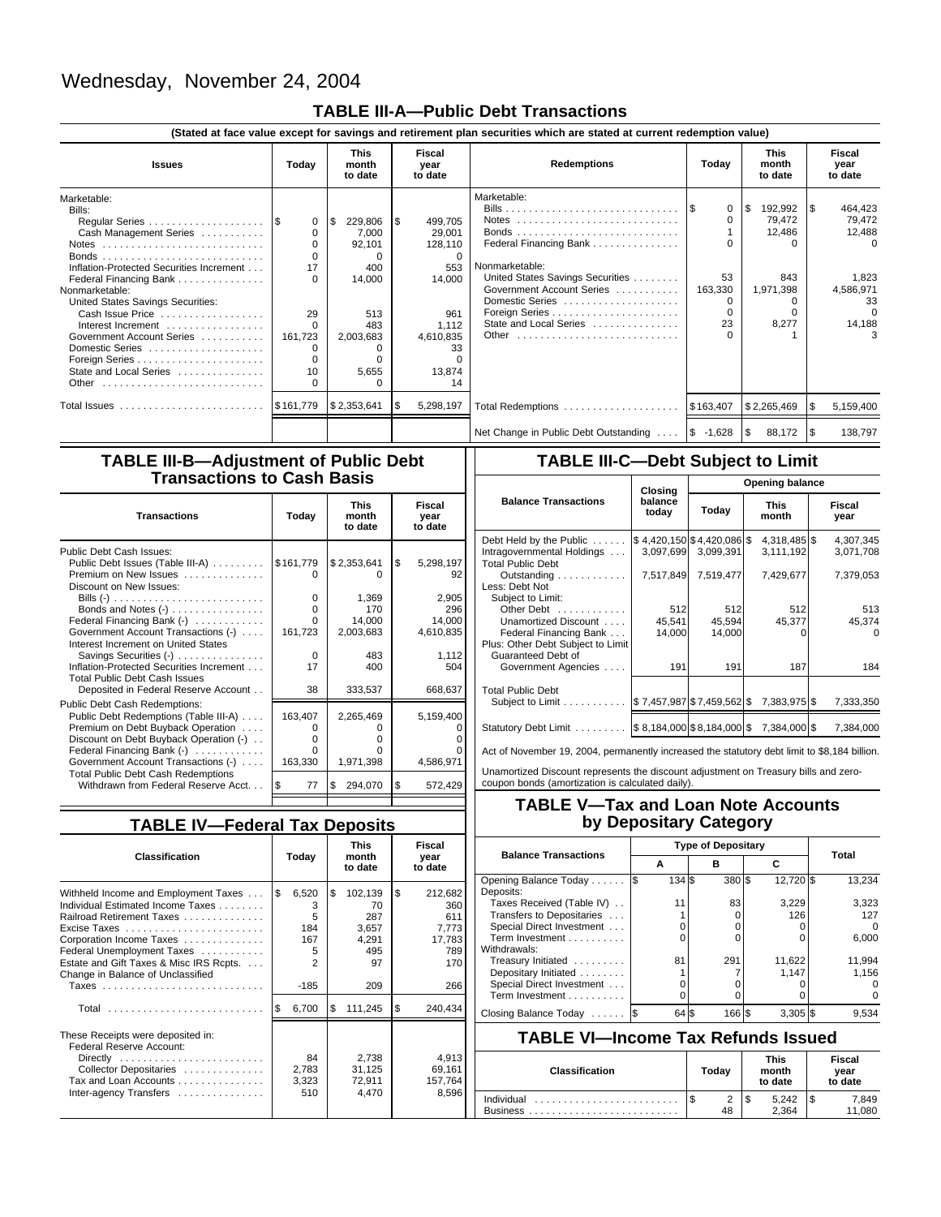Wednesday, November 24, 2004

## TABLE III-A—Public Debt Transactions

(Stated at face value except for savings and retirement plan securities which are stated at current redemption value)

| Issues | Today | This month to date | Fiscal year to date | Redemptions | Today | This month to date | Fiscal year to date |
|---|---|---|---|---|---|---|---|
| Marketable: | | | | Marketable: | | | |
| Bills: | | | | Bills | $ 0 | $ 192,992 | $ 464,423 |
| Regular Series | $ 0 | $ 229,806 | $ 499,705 | Notes | 0 | 79,472 | 79,472 |
| Cash Management Series | 0 | 7,000 | 29,001 | Bonds | 1 | 12,486 | 12,488 |
| Notes | 0 | 92,101 | 128,110 | Federal Financing Bank | 0 | 0 | 0 |
| Bonds | 0 | 0 | 0 | | | | |
| Inflation-Protected Securities Increment | 17 | 400 | 553 | Nonmarketable: | | | |
| Federal Financing Bank | 0 | 14,000 | 14,000 | United States Savings Securities | 53 | 843 | 1,823 |
| Nonmarketable: | | | | Government Account Series | 163,330 | 1,971,398 | 4,586,971 |
| United States Savings Securities: | | | | Domestic Series | 0 | 0 | 33 |
| Cash Issue Price | 29 | 513 | 961 | Foreign Series | 0 | 0 | 0 |
| Interest Increment | 0 | 483 | 1,112 | State and Local Series | 23 | 8,277 | 14,188 |
| Government Account Series | 161,723 | 2,003,683 | 4,610,835 | Other | 0 | 1 | 3 |
| Domestic Series | 0 | 0 | 33 | | | | |
| Foreign Series | 0 | 0 | 0 | | | | |
| State and Local Series | 10 | 5,655 | 13,874 | | | | |
| Other | 0 | 0 | 14 | | | | |
| Total Issues | $161,779 | $2,353,641 | $ 5,298,197 | Total Redemptions | $163,407 | $2,265,469 | $ 5,159,400 |
| | | | | Net Change in Public Debt Outstanding | $ -1,628 | $ 88,172 | $ 138,797 |

## TABLE III-B—Adjustment of Public Debt Transactions to Cash Basis

| Transactions | Today | This month to date | Fiscal year to date |
|---|---|---|---|
| Public Debt Cash Issues: | | | |
| Public Debt Issues (Table III-A) | $161,779 | $2,353,641 | $ 5,298,197 |
| Premium on New Issues | 0 | 0 | 92 |
| Discount on New Issues: | | | |
| Bills (-) | 0 | 1,369 | 2,905 |
| Bonds and Notes (-) | 0 | 170 | 296 |
| Federal Financing Bank (-) | 0 | 14,000 | 14,000 |
| Government Account Transactions (-) | 161,723 | 2,003,683 | 4,610,835 |
| Interest Increment on United States Savings Securities (-) | 0 | 483 | 1,112 |
| Inflation-Protected Securities Increment | 17 | 400 | 504 |
| Total Public Debt Cash Issues Deposited in Federal Reserve Account | 38 | 333,537 | 668,637 |
| Public Debt Cash Redemptions: | | | |
| Public Debt Redemptions (Table III-A) | 163,407 | 2,265,469 | 5,159,400 |
| Premium on Debt Buyback Operation | 0 | 0 | 0 |
| Discount on Debt Buyback Operation (-) | 0 | 0 | 0 |
| Federal Financing Bank (-) | 0 | 0 | 0 |
| Government Account Transactions (-) | 163,330 | 1,971,398 | 4,586,971 |
| Total Public Debt Cash Redemptions Withdrawn from Federal Reserve Acct. | $ 77 | $ 294,070 | $ 572,429 |

## TABLE III-C—Debt Subject to Limit

| Balance Transactions | Closing balance today | Opening balance Today | This month | Fiscal year |
|---|---|---|---|---|
| Debt Held by the Public | $ 4,420,150 | $ 4,420,086 | $ 4,318,485 | $ 4,307,345 |
| Intragovernmental Holdings | 3,097,699 | 3,099,391 | 3,111,192 | 3,071,708 |
| Total Public Debt Outstanding | 7,517,849 | 7,519,477 | 7,429,677 | 7,379,053 |
| Less: Debt Not Subject to Limit: | | | | |
| Other Debt | 512 | 512 | 512 | 513 |
| Unamortized Discount | 45,541 | 45,594 | 45,377 | 45,374 |
| Federal Financing Bank | 14,000 | 14,000 | 0 | 0 |
| Plus: Other Debt Subject to Limit Guaranteed Debt of Government Agencies | 191 | 191 | 187 | 184 |
| Total Public Debt Subject to Limit | $ 7,457,987 | $ 7,459,562 | $ 7,383,975 | $ 7,333,350 |
| Statutory Debt Limit | $ 8,184,000 | $ 8,184,000 | $ 7,384,000 | $ 7,384,000 |

Act of November 19, 2004, permanently increased the statutory debt limit to $8,184 billion.

Unamortized Discount represents the discount adjustment on Treasury bills and zero-coupon bonds (amortization is calculated daily).

## TABLE IV—Federal Tax Deposits

| Classification | Today | This month to date | Fiscal year to date |
|---|---|---|---|
| Withheld Income and Employment Taxes | $ 6,520 | $ 102,139 | $ 212,682 |
| Individual Estimated Income Taxes | 3 | 70 | 360 |
| Railroad Retirement Taxes | 5 | 287 | 611 |
| Excise Taxes | 184 | 3,657 | 7,773 |
| Corporation Income Taxes | 167 | 4,291 | 17,783 |
| Federal Unemployment Taxes | 5 | 495 | 789 |
| Estate and Gift Taxes & Misc IRS Rcpts. | 2 | 97 | 170 |
| Change in Balance of Unclassified Taxes | -185 | 209 | 266 |
| Total | $ 6,700 | $ 111,245 | $ 240,434 |
| These Receipts were deposited in: | | | |
| Federal Reserve Account: | | | |
| Directly | 84 | 2,738 | 4,913 |
| Collector Depositaries | 2,783 | 31,125 | 69,161 |
| Tax and Loan Accounts | 3,323 | 72,911 | 157,764 |
| Inter-agency Transfers | 510 | 4,470 | 8,596 |

## TABLE V—Tax and Loan Note Accounts by Depositary Category

| Balance Transactions | Type of Depositary A | B | C | Total |
|---|---|---|---|---|
| Opening Balance Today | $ 134 | $ 380 | $ 12,720 | $ 13,234 |
| Deposits: | | | | |
| Taxes Received (Table IV) | 11 | 83 | 3,229 | 3,323 |
| Transfers to Depositaries | 1 | 0 | 126 | 127 |
| Special Direct Investment | 0 | 0 | 0 | 0 |
| Term Investment | 0 | 0 | 0 | 6,000 |
| Withdrawals: | | | | |
| Treasury Initiated | 81 | 291 | 11,622 | 11,994 |
| Depositary Initiated | 1 | 7 | 1,147 | 1,156 |
| Special Direct Investment | 0 | 0 | 0 | 0 |
| Term Investment | 0 | 0 | 0 | 0 |
| Closing Balance Today | $ 64 | $ 166 | $ 3,305 | $ 9,534 |

## TABLE VI—Income Tax Refunds Issued

| Classification | Today | This month to date | Fiscal year to date |
|---|---|---|---|
| Individual | $ 2 | $ 5,242 | $ 7,849 |
| Business | 48 | 2,364 | 11,080 |